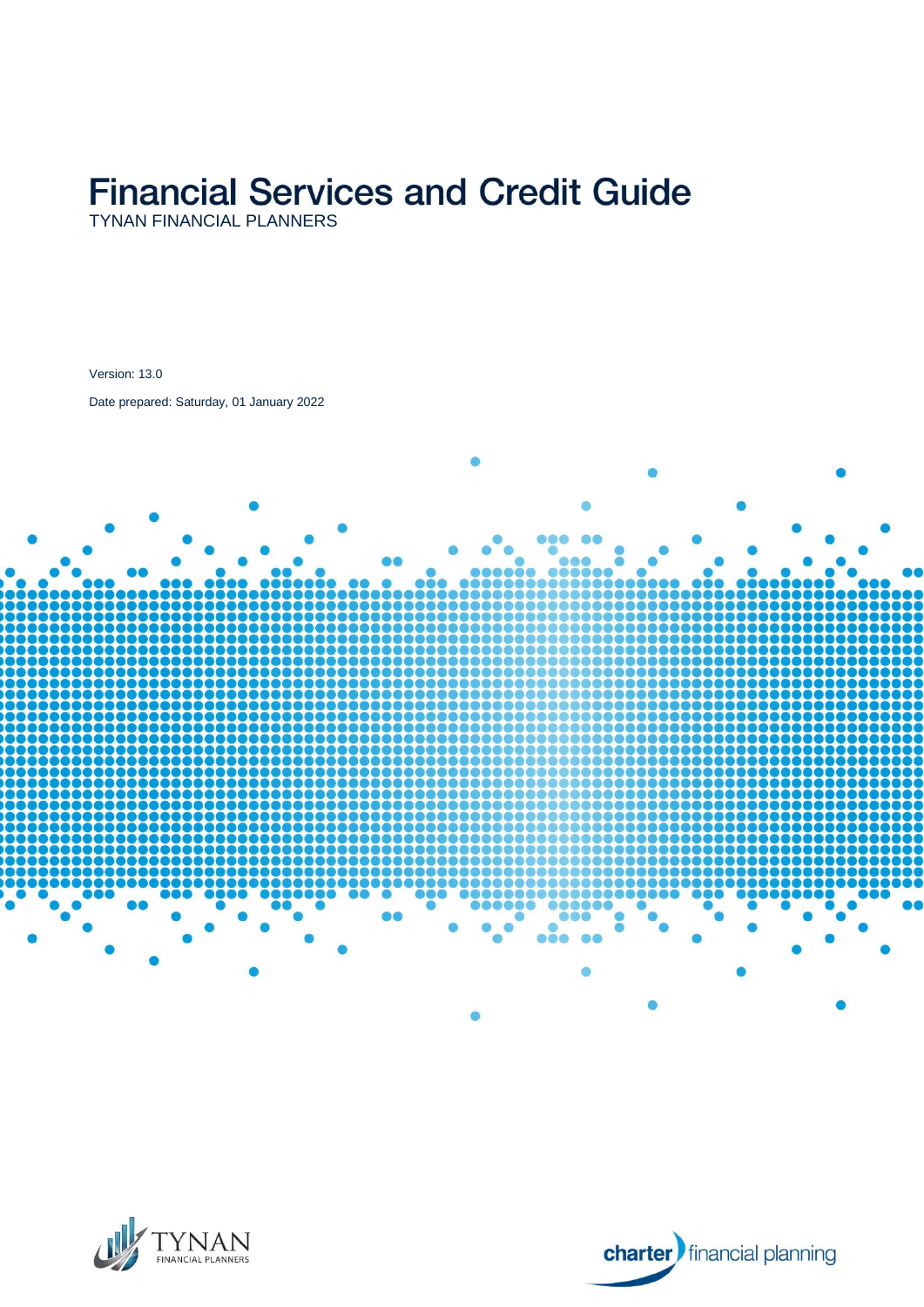# Financial Services and Credit Guide

TYNAN FINANCIAL PLANNERS

Version: 13.0

Date prepared: Saturday, 01 January 2022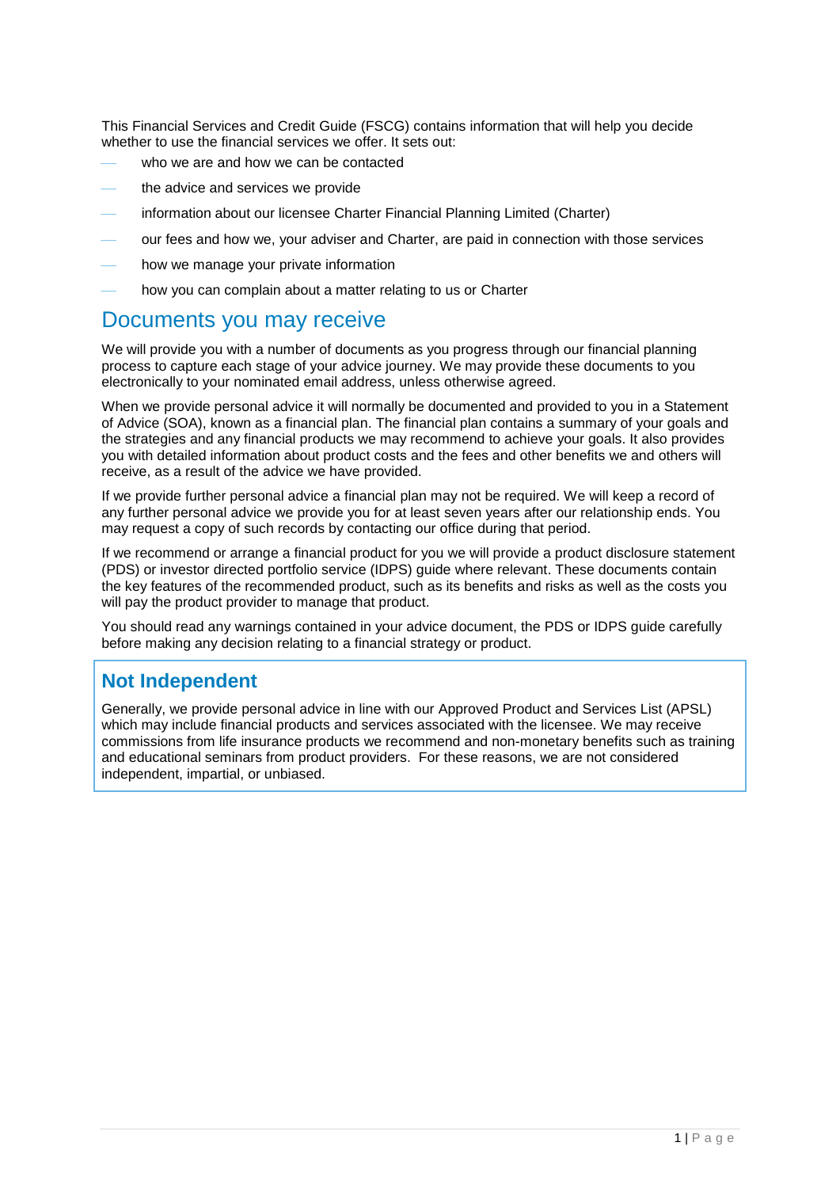This Financial Services and Credit Guide (FSCG) contains information that will help you decide whether to use the financial services we offer. It sets out:

- who we are and how we can be contacted
- the advice and services we provide
- information about our licensee Charter Financial Planning Limited (Charter)
- our fees and how we, your adviser and Charter, are paid in connection with those services
- how we manage your private information
- how you can complain about a matter relating to us or Charter

## Documents you may receive

We will provide you with a number of documents as you progress through our financial planning process to capture each stage of your advice journey. We may provide these documents to you electronically to your nominated email address, unless otherwise agreed.

When we provide personal advice it will normally be documented and provided to you in a Statement of Advice (SOA), known as a financial plan. The financial plan contains a summary of your goals and the strategies and any financial products we may recommend to achieve your goals. It also provides you with detailed information about product costs and the fees and other benefits we and others will receive, as a result of the advice we have provided.

If we provide further personal advice a financial plan may not be required. We will keep a record of any further personal advice we provide you for at least seven years after our relationship ends. You may request a copy of such records by contacting our office during that period.

If we recommend or arrange a financial product for you we will provide a product disclosure statement (PDS) or investor directed portfolio service (IDPS) guide where relevant. These documents contain the key features of the recommended product, such as its benefits and risks as well as the costs you will pay the product provider to manage that product.

You should read any warnings contained in your advice document, the PDS or IDPS guide carefully before making any decision relating to a financial strategy or product.

### Not Independent

Generally, we provide personal advice in line with our Approved Product and Services List (APSL) which may include financial products and services associated with the licensee. We may receive commissions from life insurance products we recommend and non-monetary benefits such as training and educational seminars from product providers. For these reasons, we are not considered independent, impartial, or unbiased.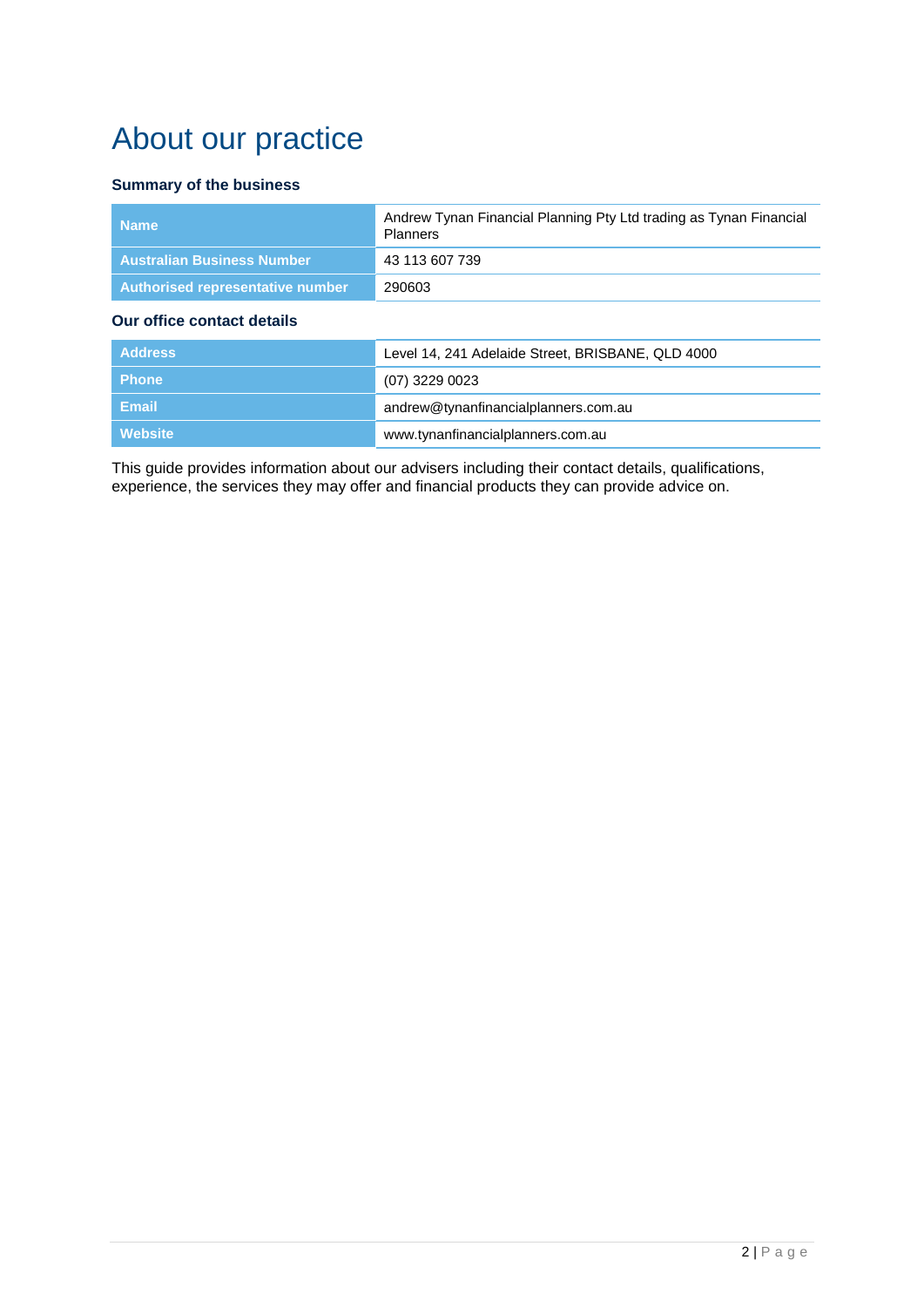# About our practice

### Summary of the business

| | |
|---|---|
| **Name** | Andrew Tynan Financial Planning Pty Ltd trading as Tynan Financial Planners |
| **Australian Business Number** | 43 113 607 739 |
| **Authorised representative number** | 290603 |

### Our office contact details

| | |
|---|---|
| **Address** | Level 14, 241 Adelaide Street, BRISBANE, QLD 4000 |
| **Phone** | (07) 3229 0023 |
| **Email** | andrew@tynanfinancialplanners.com.au |
| **Website** | www.tynanfinancialplanners.com.au |

This guide provides information about our advisers including their contact details, qualifications, experience, the services they may offer and financial products they can provide advice on.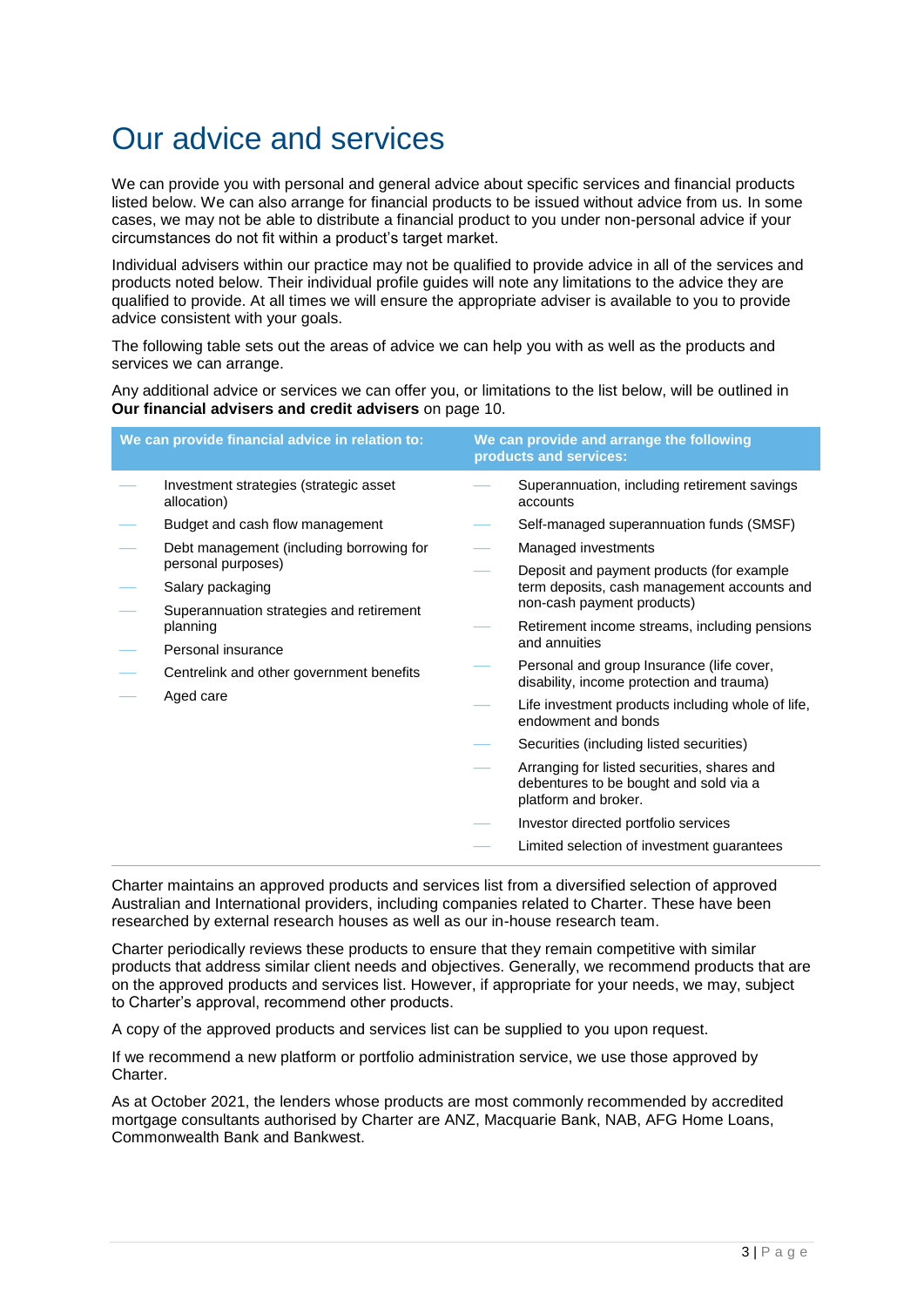# Our advice and services

We can provide you with personal and general advice about specific services and financial products listed below. We can also arrange for financial products to be issued without advice from us. In some cases, we may not be able to distribute a financial product to you under non-personal advice if your circumstances do not fit within a product's target market.

Individual advisers within our practice may not be qualified to provide advice in all of the services and products noted below. Their individual profile guides will note any limitations to the advice they are qualified to provide. At all times we will ensure the appropriate adviser is available to you to provide advice consistent with your goals.

The following table sets out the areas of advice we can help you with as well as the products and services we can arrange.

Any additional advice or services we can offer you, or limitations to the list below, will be outlined in **Our financial advisers and credit advisers** on page 10.

| We can provide financial advice in relation to: | We can provide and arrange the following products and services: |
|---|---|
| — Investment strategies (strategic asset allocation) | — Superannuation, including retirement savings accounts |
| — Budget and cash flow management | — Self-managed superannuation funds (SMSF) |
| — Debt management (including borrowing for personal purposes) | — Managed investments |
| — Salary packaging | — Deposit and payment products (for example term deposits, cash management accounts and non-cash payment products) |
| — Superannuation strategies and retirement planning | — Retirement income streams, including pensions and annuities |
| — Personal insurance | — Personal and group Insurance (life cover, disability, income protection and trauma) |
| — Centrelink and other government benefits | — Life investment products including whole of life, endowment and bonds |
| — Aged care | — Securities (including listed securities) |
| | — Arranging for listed securities, shares and debentures to be bought and sold via a platform and broker. |
| | — Investor directed portfolio services |
| | — Limited selection of investment guarantees |

Charter maintains an approved products and services list from a diversified selection of approved Australian and International providers, including companies related to Charter. These have been researched by external research houses as well as our in-house research team.

Charter periodically reviews these products to ensure that they remain competitive with similar products that address similar client needs and objectives. Generally, we recommend products that are on the approved products and services list. However, if appropriate for your needs, we may, subject to Charter's approval, recommend other products.

A copy of the approved products and services list can be supplied to you upon request.

If we recommend a new platform or portfolio administration service, we use those approved by Charter.

As at October 2021, the lenders whose products are most commonly recommended by accredited mortgage consultants authorised by Charter are ANZ, Macquarie Bank, NAB, AFG Home Loans, Commonwealth Bank and Bankwest.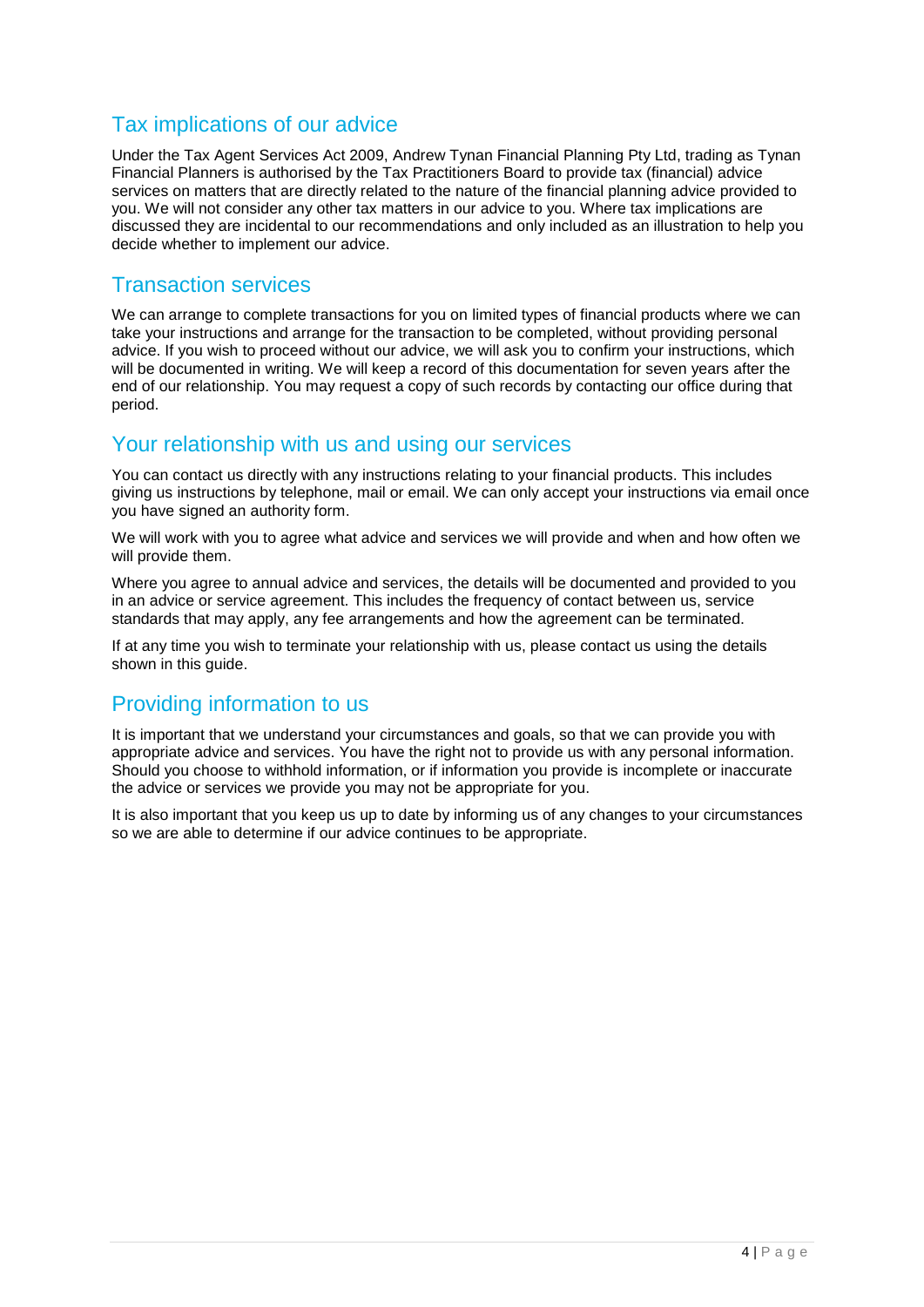## Tax implications of our advice

Under the Tax Agent Services Act 2009, Andrew Tynan Financial Planning Pty Ltd, trading as Tynan Financial Planners is authorised by the Tax Practitioners Board to provide tax (financial) advice services on matters that are directly related to the nature of the financial planning advice provided to you. We will not consider any other tax matters in our advice to you. Where tax implications are discussed they are incidental to our recommendations and only included as an illustration to help you decide whether to implement our advice.

## Transaction services

We can arrange to complete transactions for you on limited types of financial products where we can take your instructions and arrange for the transaction to be completed, without providing personal advice. If you wish to proceed without our advice, we will ask you to confirm your instructions, which will be documented in writing. We will keep a record of this documentation for seven years after the end of our relationship. You may request a copy of such records by contacting our office during that period.

## Your relationship with us and using our services

You can contact us directly with any instructions relating to your financial products. This includes giving us instructions by telephone, mail or email. We can only accept your instructions via email once you have signed an authority form.

We will work with you to agree what advice and services we will provide and when and how often we will provide them.

Where you agree to annual advice and services, the details will be documented and provided to you in an advice or service agreement. This includes the frequency of contact between us, service standards that may apply, any fee arrangements and how the agreement can be terminated.

If at any time you wish to terminate your relationship with us, please contact us using the details shown in this guide.

## Providing information to us

It is important that we understand your circumstances and goals, so that we can provide you with appropriate advice and services. You have the right not to provide us with any personal information. Should you choose to withhold information, or if information you provide is incomplete or inaccurate the advice or services we provide you may not be appropriate for you.

It is also important that you keep us up to date by informing us of any changes to your circumstances so we are able to determine if our advice continues to be appropriate.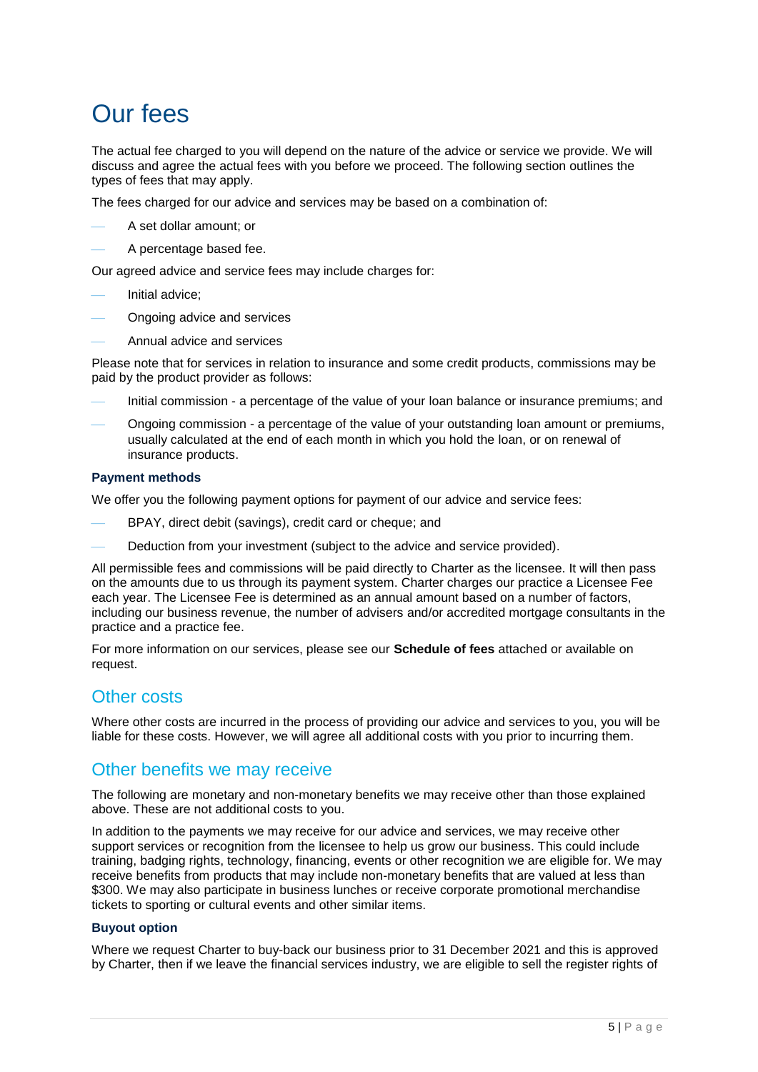# Our fees

The actual fee charged to you will depend on the nature of the advice or service we provide. We will discuss and agree the actual fees with you before we proceed. The following section outlines the types of fees that may apply.

The fees charged for our advice and services may be based on a combination of:

- A set dollar amount; or
- A percentage based fee.

Our agreed advice and service fees may include charges for:

- Initial advice;
- Ongoing advice and services
- Annual advice and services

Please note that for services in relation to insurance and some credit products, commissions may be paid by the product provider as follows:

- Initial commission - a percentage of the value of your loan balance or insurance premiums; and
- Ongoing commission - a percentage of the value of your outstanding loan amount or premiums, usually calculated at the end of each month in which you hold the loan, or on renewal of insurance products.

### Payment methods

We offer you the following payment options for payment of our advice and service fees:

- BPAY, direct debit (savings), credit card or cheque; and
- Deduction from your investment (subject to the advice and service provided).

All permissible fees and commissions will be paid directly to Charter as the licensee. It will then pass on the amounts due to us through its payment system. Charter charges our practice a Licensee Fee each year. The Licensee Fee is determined as an annual amount based on a number of factors, including our business revenue, the number of advisers and/or accredited mortgage consultants in the practice and a practice fee.

For more information on our services, please see our **Schedule of fees** attached or available on request.

## Other costs

Where other costs are incurred in the process of providing our advice and services to you, you will be liable for these costs. However, we will agree all additional costs with you prior to incurring them.

## Other benefits we may receive

The following are monetary and non-monetary benefits we may receive other than those explained above. These are not additional costs to you.

In addition to the payments we may receive for our advice and services, we may receive other support services or recognition from the licensee to help us grow our business. This could include training, badging rights, technology, financing, events or other recognition we are eligible for. We may receive benefits from products that may include non-monetary benefits that are valued at less than $300. We may also participate in business lunches or receive corporate promotional merchandise tickets to sporting or cultural events and other similar items.

### Buyout option

Where we request Charter to buy-back our business prior to 31 December 2021 and this is approved by Charter, then if we leave the financial services industry, we are eligible to sell the register rights of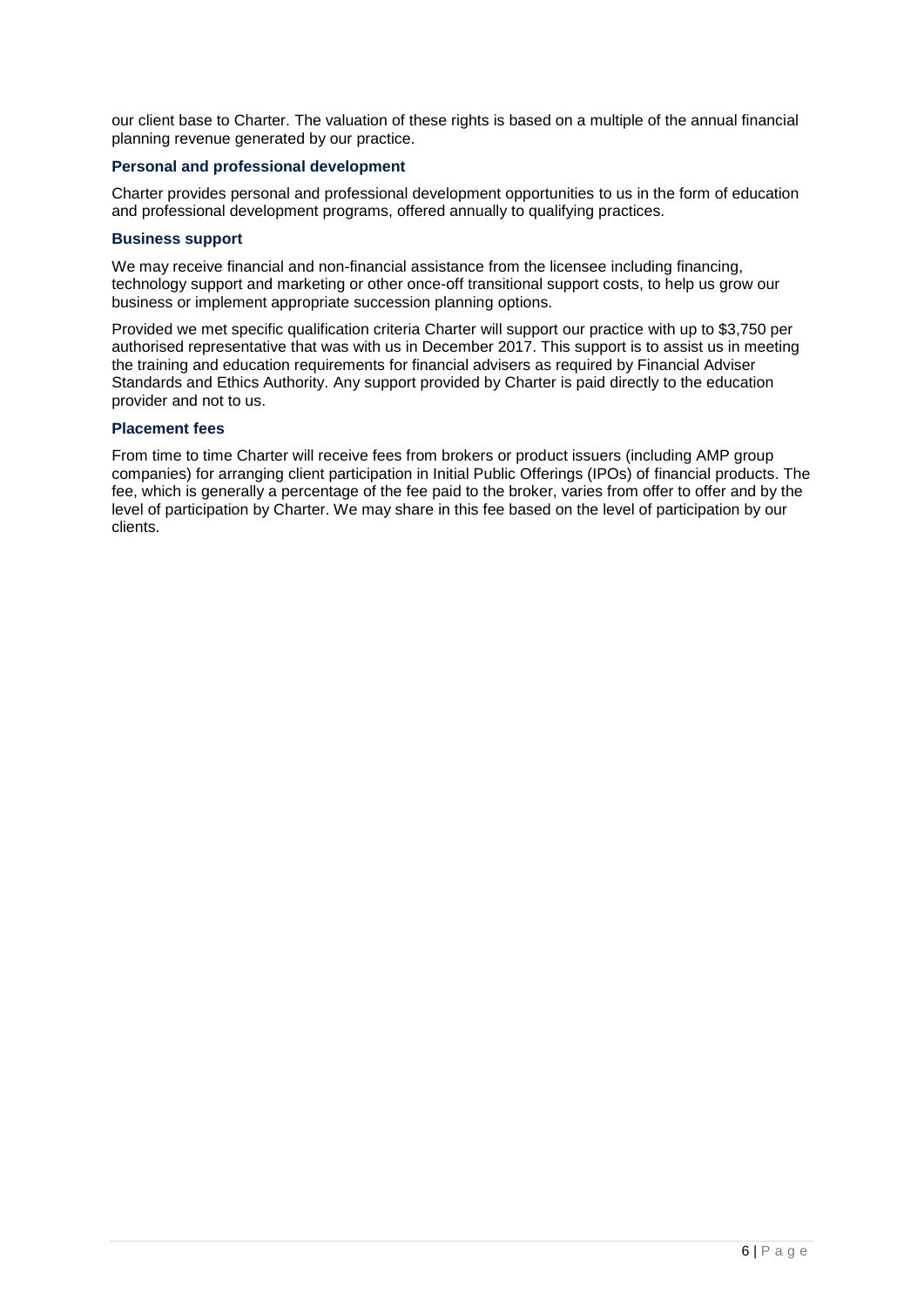our client base to Charter. The valuation of these rights is based on a multiple of the annual financial planning revenue generated by our practice.

### Personal and professional development

Charter provides personal and professional development opportunities to us in the form of education and professional development programs, offered annually to qualifying practices.

### Business support

We may receive financial and non-financial assistance from the licensee including financing, technology support and marketing or other once-off transitional support costs, to help us grow our business or implement appropriate succession planning options.

Provided we met specific qualification criteria Charter will support our practice with up to $3,750 per authorised representative that was with us in December 2017. This support is to assist us in meeting the training and education requirements for financial advisers as required by Financial Adviser Standards and Ethics Authority. Any support provided by Charter is paid directly to the education provider and not to us.

### Placement fees

From time to time Charter will receive fees from brokers or product issuers (including AMP group companies) for arranging client participation in Initial Public Offerings (IPOs) of financial products. The fee, which is generally a percentage of the fee paid to the broker, varies from offer to offer and by the level of participation by Charter. We may share in this fee based on the level of participation by our clients.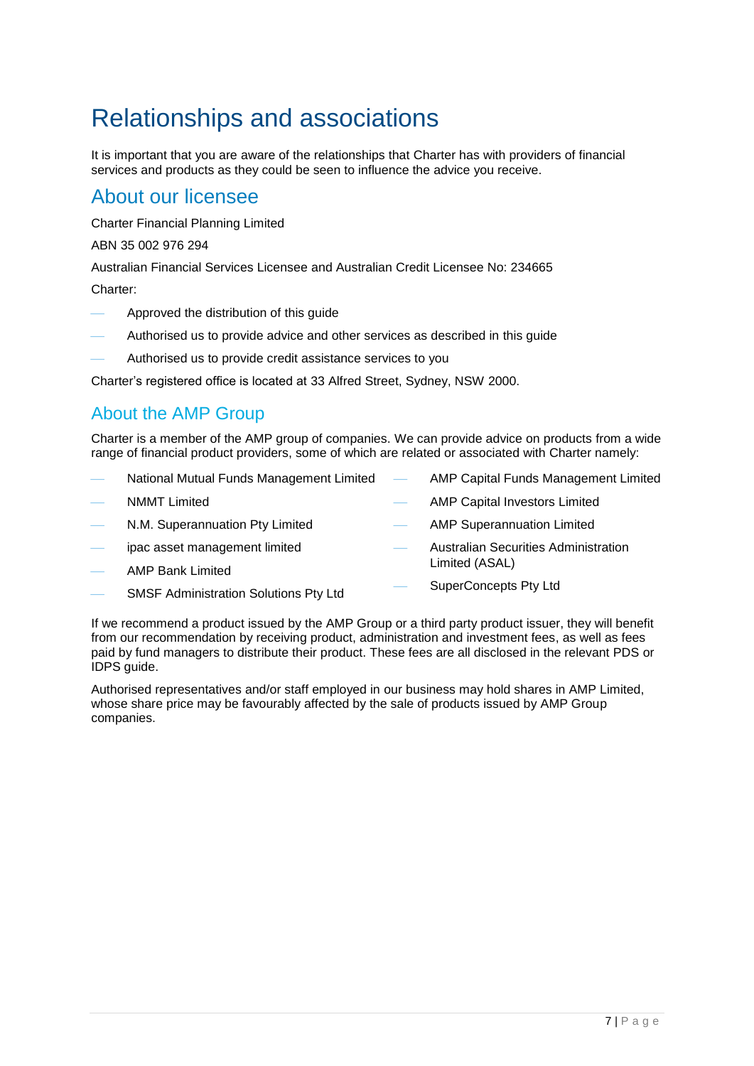# Relationships and associations

It is important that you are aware of the relationships that Charter has with providers of financial services and products as they could be seen to influence the advice you receive.

## About our licensee

Charter Financial Planning Limited

ABN 35 002 976 294

Australian Financial Services Licensee and Australian Credit Licensee No: 234665

Charter:

- Approved the distribution of this guide
- Authorised us to provide advice and other services as described in this guide
- Authorised us to provide credit assistance services to you

Charter's registered office is located at 33 Alfred Street, Sydney, NSW 2000.

## About the AMP Group

Charter is a member of the AMP group of companies. We can provide advice on products from a wide range of financial product providers, some of which are related or associated with Charter namely:

- National Mutual Funds Management Limited
- NMMT Limited
- N.M. Superannuation Pty Limited
- ipac asset management limited
- AMP Bank Limited
- SMSF Administration Solutions Pty Ltd
- AMP Capital Funds Management Limited
- AMP Capital Investors Limited
- AMP Superannuation Limited
- Australian Securities Administration Limited (ASAL)
- SuperConcepts Pty Ltd

If we recommend a product issued by the AMP Group or a third party product issuer, they will benefit from our recommendation by receiving product, administration and investment fees, as well as fees paid by fund managers to distribute their product. These fees are all disclosed in the relevant PDS or IDPS guide.

Authorised representatives and/or staff employed in our business may hold shares in AMP Limited, whose share price may be favourably affected by the sale of products issued by AMP Group companies.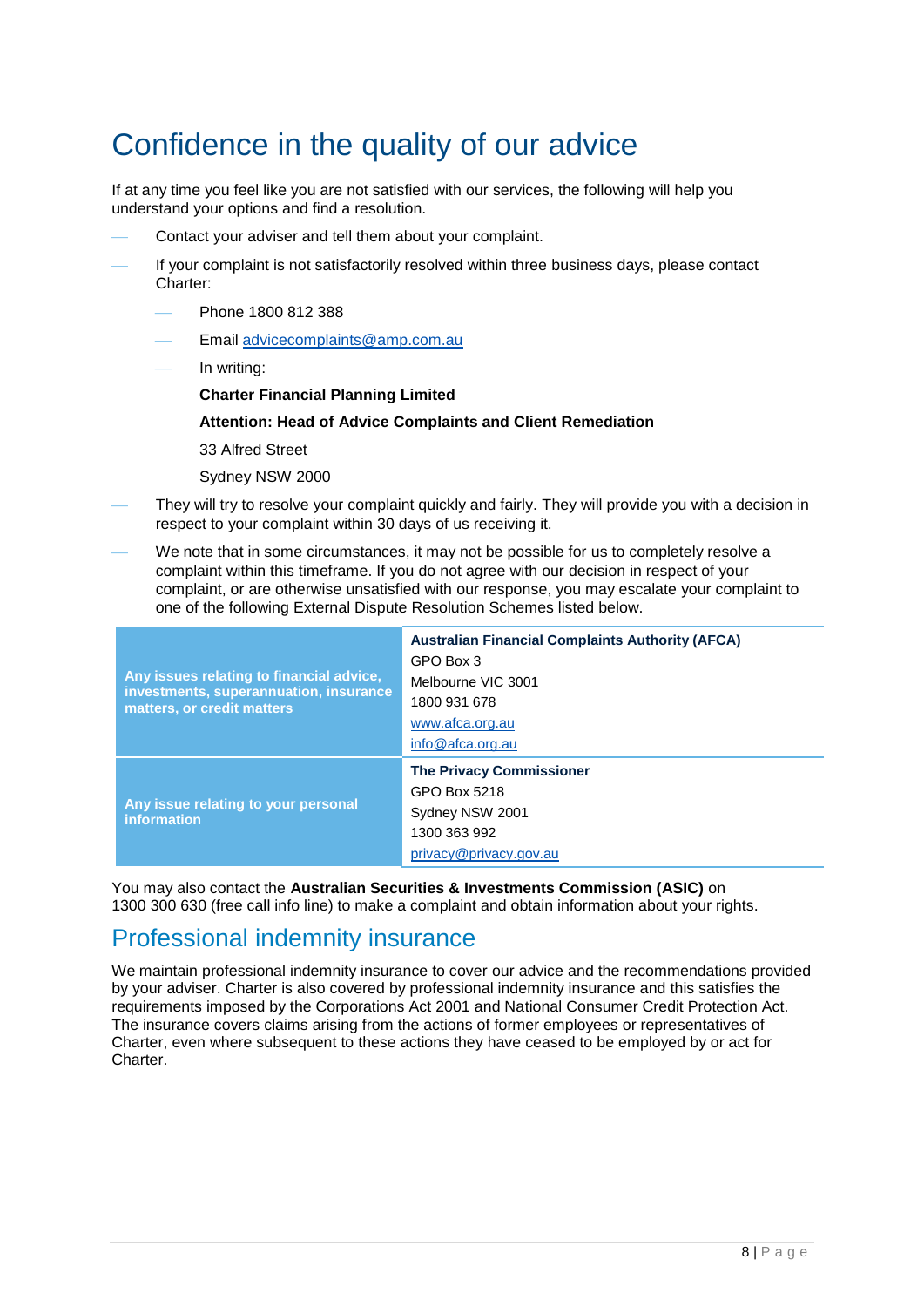# Confidence in the quality of our advice

If at any time you feel like you are not satisfied with our services, the following will help you understand your options and find a resolution.

- Contact your adviser and tell them about your complaint.
- If your complaint is not satisfactorily resolved within three business days, please contact Charter:
  - Phone 1800 812 388
  - Email advicecomplaints@amp.com.au
  - In writing:

    **Charter Financial Planning Limited**

    **Attention: Head of Advice Complaints and Client Remediation**

    33 Alfred Street

    Sydney NSW 2000
- They will try to resolve your complaint quickly and fairly. They will provide you with a decision in respect to your complaint within 30 days of us receiving it.
- We note that in some circumstances, it may not be possible for us to completely resolve a complaint within this timeframe. If you do not agree with our decision in respect of your complaint, or are otherwise unsatisfied with our response, you may escalate your complaint to one of the following External Dispute Resolution Schemes listed below.

| | |
|---|---|
| **Any issues relating to financial advice, investments, superannuation, insurance matters, or credit matters** | **Australian Financial Complaints Authority (AFCA)**<br>GPO Box 3<br>Melbourne VIC 3001<br>1800 931 678<br>www.afca.org.au<br>info@afca.org.au |
| **Any issue relating to your personal information** | **The Privacy Commissioner**<br>GPO Box 5218<br>Sydney NSW 2001<br>1300 363 992<br>privacy@privacy.gov.au |

You may also contact the **Australian Securities & Investments Commission (ASIC)** on 1300 300 630 (free call info line) to make a complaint and obtain information about your rights.

## Professional indemnity insurance

We maintain professional indemnity insurance to cover our advice and the recommendations provided by your adviser. Charter is also covered by professional indemnity insurance and this satisfies the requirements imposed by the Corporations Act 2001 and National Consumer Credit Protection Act. The insurance covers claims arising from the actions of former employees or representatives of Charter, even where subsequent to these actions they have ceased to be employed by or act for Charter.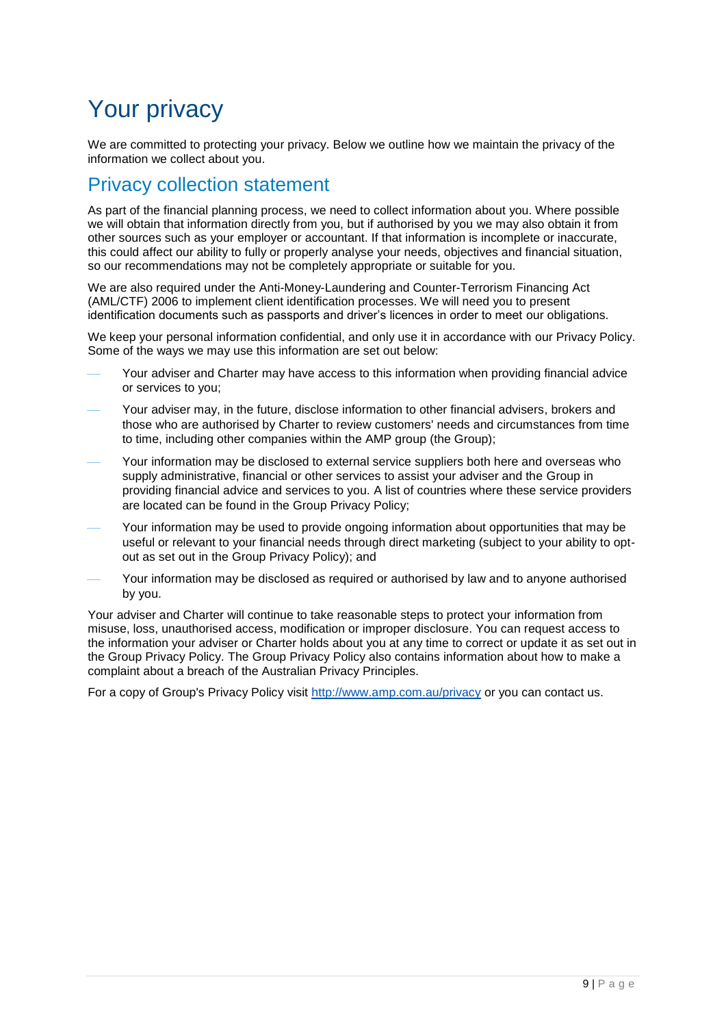# Your privacy

We are committed to protecting your privacy. Below we outline how we maintain the privacy of the information we collect about you.

## Privacy collection statement

As part of the financial planning process, we need to collect information about you. Where possible we will obtain that information directly from you, but if authorised by you we may also obtain it from other sources such as your employer or accountant. If that information is incomplete or inaccurate, this could affect our ability to fully or properly analyse your needs, objectives and financial situation, so our recommendations may not be completely appropriate or suitable for you.

We are also required under the Anti-Money-Laundering and Counter-Terrorism Financing Act (AML/CTF) 2006 to implement client identification processes. We will need you to present identification documents such as passports and driver's licences in order to meet our obligations.

We keep your personal information confidential, and only use it in accordance with our Privacy Policy. Some of the ways we may use this information are set out below:

- Your adviser and Charter may have access to this information when providing financial advice or services to you;
- Your adviser may, in the future, disclose information to other financial advisers, brokers and those who are authorised by Charter to review customers' needs and circumstances from time to time, including other companies within the AMP group (the Group);
- Your information may be disclosed to external service suppliers both here and overseas who supply administrative, financial or other services to assist your adviser and the Group in providing financial advice and services to you. A list of countries where these service providers are located can be found in the Group Privacy Policy;
- Your information may be used to provide ongoing information about opportunities that may be useful or relevant to your financial needs through direct marketing (subject to your ability to opt-out as set out in the Group Privacy Policy); and
- Your information may be disclosed as required or authorised by law and to anyone authorised by you.

Your adviser and Charter will continue to take reasonable steps to protect your information from misuse, loss, unauthorised access, modification or improper disclosure. You can request access to the information your adviser or Charter holds about you at any time to correct or update it as set out in the Group Privacy Policy. The Group Privacy Policy also contains information about how to make a complaint about a breach of the Australian Privacy Principles.

For a copy of Group's Privacy Policy visit [http://www.amp.com.au/privacy](http://www.amp.com.au/privacy) or you can contact us.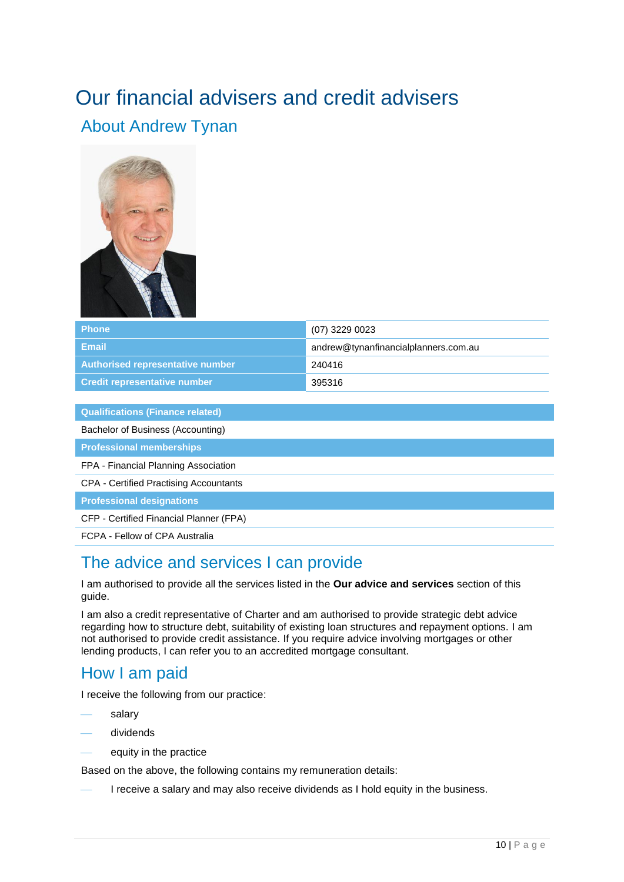# Our financial advisers and credit advisers

## About Andrew Tynan

| Phone | (07) 3229 0023 |
|---|---|
| Email | andrew@tynanfinancialplanners.com.au |
| Authorised representative number | 240416 |
| Credit representative number | 395316 |

| Qualifications (Finance related) |
|---|
| Bachelor of Business (Accounting) |

| Professional memberships |
|---|
| FPA - Financial Planning Association |
| CPA - Certified Practising Accountants |

| Professional designations |
|---|
| CFP - Certified Financial Planner (FPA) |
| FCPA - Fellow of CPA Australia |

## The advice and services I can provide

I am authorised to provide all the services listed in the **Our advice and services** section of this guide.

I am also a credit representative of Charter and am authorised to provide strategic debt advice regarding how to structure debt, suitability of existing loan structures and repayment options. I am not authorised to provide credit assistance. If you require advice involving mortgages or other lending products, I can refer you to an accredited mortgage consultant.

## How I am paid

I receive the following from our practice:

- salary
- dividends
- equity in the practice

Based on the above, the following contains my remuneration details:

- I receive a salary and may also receive dividends as I hold equity in the business.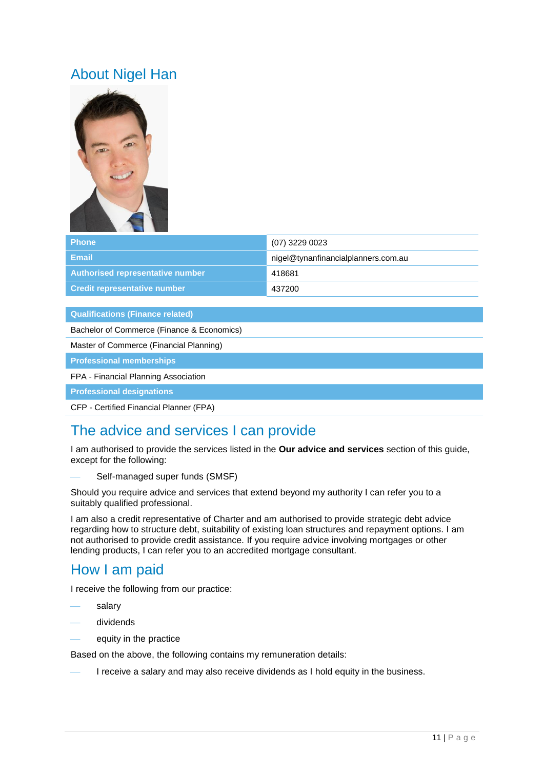## About Nigel Han

| Phone | (07) 3229 0023 |
|---|---|
| Email | nigel@tynanfinancialplanners.com.au |
| Authorised representative number | 418681 |
| Credit representative number | 437200 |

| Qualifications (Finance related) |
|---|
| Bachelor of Commerce (Finance & Economics) |
| Master of Commerce (Financial Planning) |
| **Professional memberships** |
| FPA - Financial Planning Association |
| **Professional designations** |
| CFP - Certified Financial Planner (FPA) |

## The advice and services I can provide

I am authorised to provide the services listed in the **Our advice and services** section of this guide, except for the following:

- Self-managed super funds (SMSF)

Should you require advice and services that extend beyond my authority I can refer you to a suitably qualified professional.

I am also a credit representative of Charter and am authorised to provide strategic debt advice regarding how to structure debt, suitability of existing loan structures and repayment options. I am not authorised to provide credit assistance. If you require advice involving mortgages or other lending products, I can refer you to an accredited mortgage consultant.

## How I am paid

I receive the following from our practice:

- salary
- dividends
- equity in the practice

Based on the above, the following contains my remuneration details:

- I receive a salary and may also receive dividends as I hold equity in the business.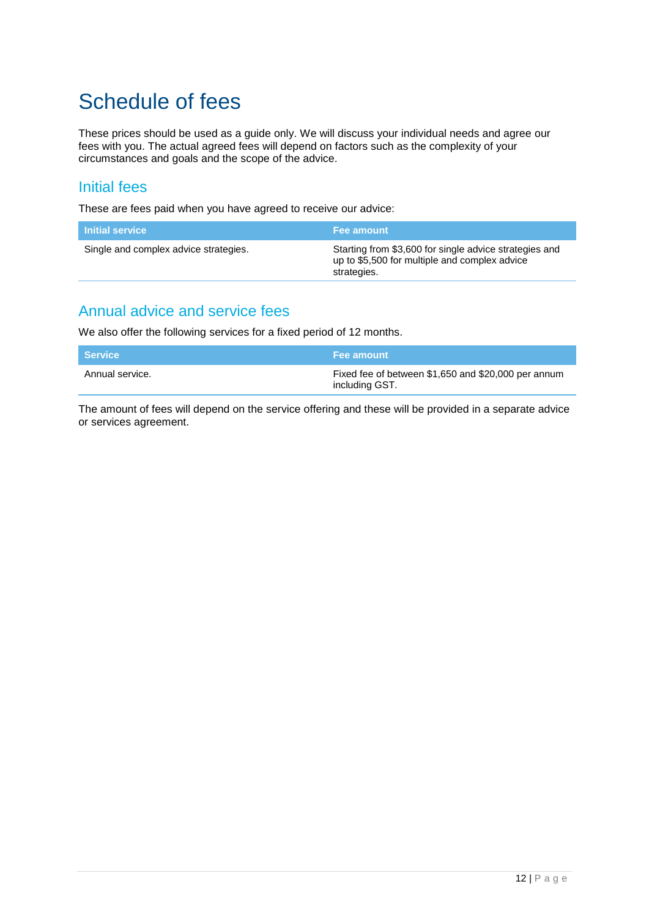# Schedule of fees

These prices should be used as a guide only. We will discuss your individual needs and agree our fees with you. The actual agreed fees will depend on factors such as the complexity of your circumstances and goals and the scope of the advice.

## Initial fees

These are fees paid when you have agreed to receive our advice:

| Initial service | Fee amount |
|---|---|
| Single and complex advice strategies. | Starting from $3,600 for single advice strategies and up to $5,500 for multiple and complex advice strategies. |

## Annual advice and service fees

We also offer the following services for a fixed period of 12 months.

| Service | Fee amount |
|---|---|
| Annual service. | Fixed fee of between $1,650 and $20,000 per annum including GST. |

The amount of fees will depend on the service offering and these will be provided in a separate advice or services agreement.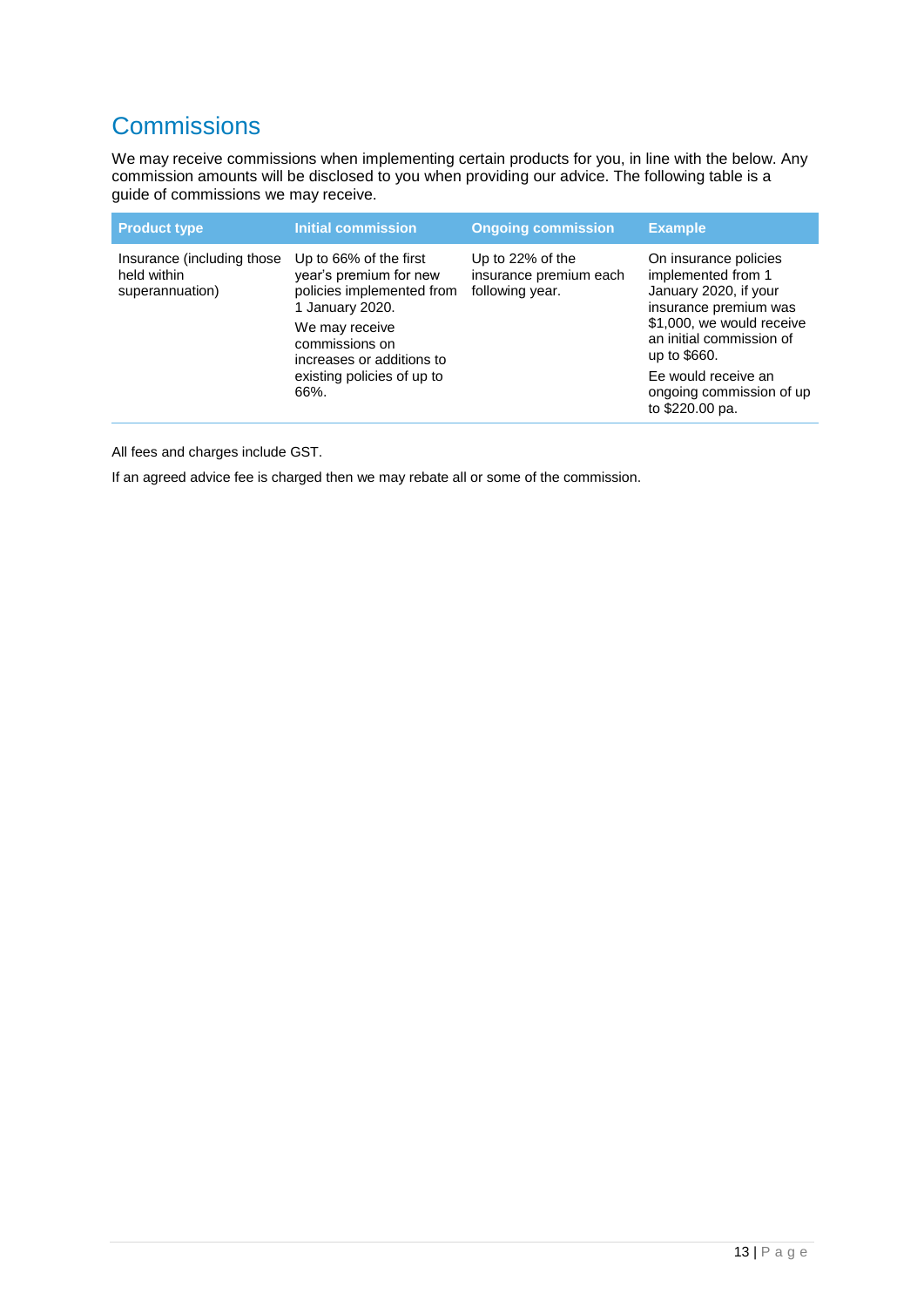## Commissions

We may receive commissions when implementing certain products for you, in line with the below. Any commission amounts will be disclosed to you when providing our advice. The following table is a guide of commissions we may receive.

| Product type | Initial commission | Ongoing commission | Example |
|---|---|---|---|
| Insurance (including those held within superannuation) | Up to 66% of the first year's premium for new policies implemented from 1 January 2020.<br><br>We may receive commissions on increases or additions to existing policies of up to 66%. | Up to 22% of the insurance premium each following year. | On insurance policies implemented from 1 January 2020, if your insurance premium was $1,000, we would receive an initial commission of up to $660.<br><br>Ee would receive an ongoing commission of up to $220.00 pa. |

All fees and charges include GST.

If an agreed advice fee is charged then we may rebate all or some of the commission.